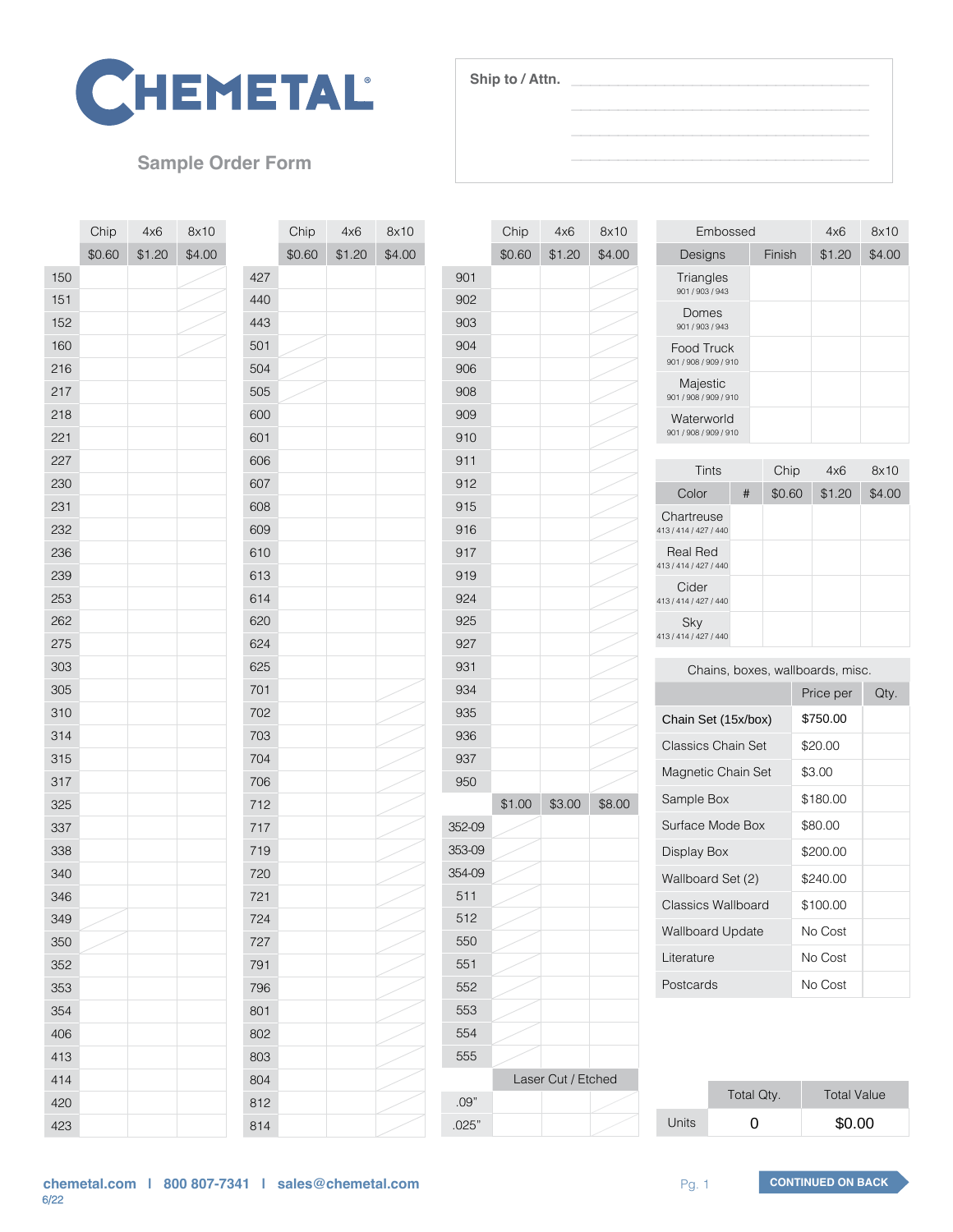# CHEMETAL

## Sample Order Form

**Ship to / Attn.** ______________________

| | Chip | 4x6 | 8x10 |
|---|---|---|---|
| | $0.60 | $1.20 | $4.00 |
| 150 | | | |
| 151 | | | |
| 152 | | | |
| 160 | | | |
| 216 | | | |
| 217 | | | |
| 218 | | | |
| 221 | | | |
| 227 | | | |
| 230 | | | |
| 231 | | | |
| 232 | | | |
| 236 | | | |
| 239 | | | |
| 253 | | | |
| 262 | | | |
| 275 | | | |
| 303 | | | |
| 305 | | | |
| 310 | | | |
| 314 | | | |
| 315 | | | |
| 317 | | | |
| 325 | | | |
| 337 | | | |
| 338 | | | |
| 340 | | | |
| 346 | | | |
| 349 | | | |
| 350 | | | |
| 352 | | | |
| 353 | | | |
| 354 | | | |
| 406 | | | |
| 413 | | | |
| 414 | | | |
| 420 | | | |
| 423 | | | |

| | Chip | 4x6 | 8x10 |
|---|---|---|---|
| | $0.60 | $1.20 | $4.00 |
| 427 | | | |
| 440 | | | |
| 443 | | | |
| 501 | | | |
| 504 | | | |
| 505 | | | |
| 600 | | | |
| 601 | | | |
| 606 | | | |
| 607 | | | |
| 608 | | | |
| 609 | | | |
| 610 | | | |
| 613 | | | |
| 614 | | | |
| 620 | | | |
| 624 | | | |
| 625 | | | |
| 701 | | | |
| 702 | | | |
| 703 | | | |
| 704 | | | |
| 706 | | | |
| 712 | | | |
| 717 | | | |
| 719 | | | |
| 720 | | | |
| 721 | | | |
| 724 | | | |
| 727 | | | |
| 791 | | | |
| 796 | | | |
| 801 | | | |
| 802 | | | |
| 803 | | | |
| 804 | | | |
| 812 | | | |
| 814 | | | |

| | Chip | 4x6 | 8x10 |
|---|---|---|---|
| | $0.60 | $1.20 | $4.00 |
| 901 | | | |
| 902 | | | |
| 903 | | | |
| 904 | | | |
| 906 | | | |
| 908 | | | |
| 909 | | | |
| 910 | | | |
| 911 | | | |
| 912 | | | |
| 915 | | | |
| 916 | | | |
| 917 | | | |
| 919 | | | |
| 924 | | | |
| 925 | | | |
| 927 | | | |
| 931 | | | |
| 934 | | | |
| 935 | | | |
| 936 | | | |
| 937 | | | |
| 950 | | | |
| | $1.00 | $3.00 | $8.00 |
| 352-09 | | | |
| 353-09 | | | |
| 354-09 | | | |
| 511 | | | |
| 512 | | | |
| 550 | | | |
| 551 | | | |
| 552 | | | |
| 553 | | | |
| 554 | | | |
| 555 | | | |
| | Laser Cut / Etched | | |
| .09" | | | |
| .025" | | | |

| Embossed | | 4x6 | 8x10 |
|---|---|---|---|
| Designs | Finish | $1.20 | $4.00 |
| Triangles 901 / 903 / 943 | | | |
| Domes 901 / 903 / 943 | | | |
| Food Truck 901 / 908 / 909 / 910 | | | |
| Majestic 901 / 908 / 909 / 910 | | | |
| Waterworld 901 / 908 / 909 / 910 | | | |

| Tints | | Chip | 4x6 | 8x10 |
|---|---|---|---|---|
| Color | # | $0.60 | $1.20 | $4.00 |
| Chartreuse 413 / 414 / 427 / 440 | | | | |
| Real Red 413 / 414 / 427 / 440 | | | | |
| Cider 413 / 414 / 427 / 440 | | | | |
| Sky 413 / 414 / 427 / 440 | | | | |

| Chains, boxes, wallboards, misc. | Price per | Qty. |
|---|---|---|
| Chain Set (15x/box) | $750.00 | |
| Classics Chain Set | $20.00 | |
| Magnetic Chain Set | $3.00 | |
| Sample Box | $180.00 | |
| Surface Mode Box | $80.00 | |
| Display Box | $200.00 | |
| Wallboard Set (2) | $240.00 | |
| Classics Wallboard | $100.00 | |
| Wallboard Update | No Cost | |
| Literature | No Cost | |
| Postcards | No Cost | |

| | Total Qty. | Total Value |
|---|---|---|
| Units | 0 | $0.00 |

chemetal.com | 800 807-7341 | sales@chemetal.com

6/22

CONTINUED ON BACK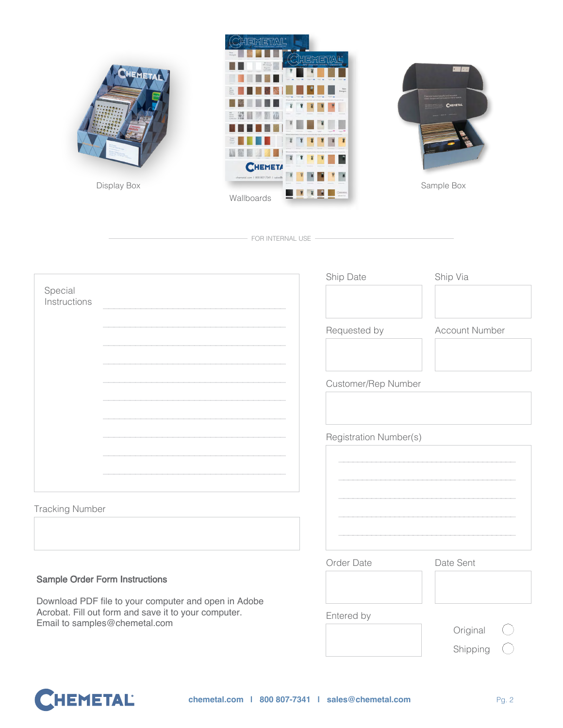Display Box

Wallboards

Sample Box

FOR INTERNAL USE

Special Instructions

Tracking Number

Ship Date

Ship Via

Requested by

Account Number

Customer/Rep Number

Registration Number(s)

Order Date

Date Sent

Entered by

Original

Shipping

**Sample Order Form Instructions**

Download PDF file to your computer and open in Adobe Acrobat. Fill out form and save it to your computer. Email to samples@chemetal.com

CHEMETAL

chemetal.com | 800 807-7341 | sales@chemetal.com